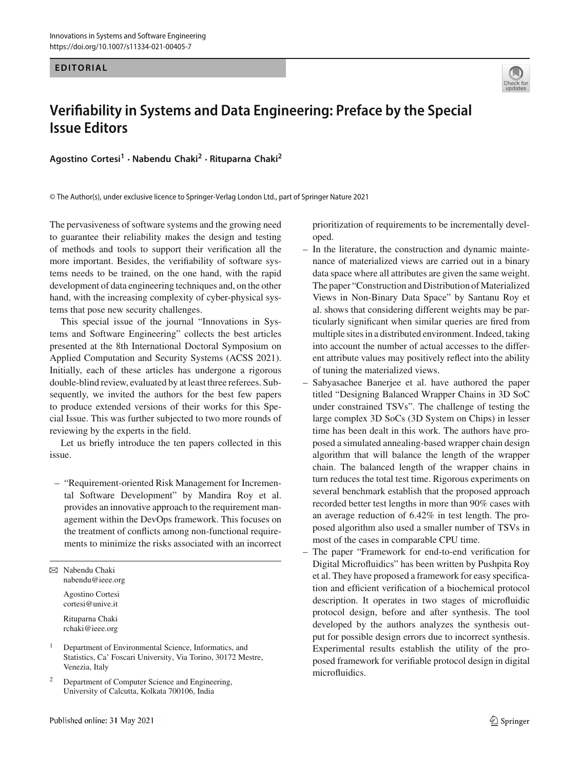**EDITORIAL**

# Verifiability in Systems and Data Engineering: Preface by the Special Issue Editors

**Agostino Cortesi[1] · Nabendu Chaki[2] · Rituparna Chaki[2]**

© The Author(s), under exclusive licence to Springer-Verlag London Ltd., part of Springer Nature 2021

The pervasiveness of software systems and the growing need to guarantee their reliability makes the design and testing of methods and tools to support their verification all the more important. Besides, the verifiability of software systems needs to be trained, on the one hand, with the rapid development of data engineering techniques and, on the other hand, with the increasing complexity of cyber-physical systems that pose new security challenges.

This special issue of the journal "Innovations in Systems and Software Engineering" collects the best articles presented at the 8th International Doctoral Symposium on Applied Computation and Security Systems (ACSS 2021). Initially, each of these articles has undergone a rigorous double-blind review, evaluated by at least three referees. Subsequently, we invited the authors for the best few papers to produce extended versions of their works for this Special Issue. This was further subjected to two more rounds of reviewing by the experts in the field.

Let us briefly introduce the ten papers collected in this issue.

- "Requirement-oriented Risk Management for Incremental Software Development" by Mandira Roy et al. provides an innovative approach to the requirement management within the DevOps framework. This focuses on the treatment of conflicts among non-functional requirements to minimize the risks associated with an incorrect prioritization of requirements to be incrementally developed.
- In the literature, the construction and dynamic maintenance of materialized views are carried out in a binary data space where all attributes are given the same weight. The paper "Construction and Distribution of Materialized Views in Non-Binary Data Space" by Santanu Roy et al. shows that considering different weights may be particularly significant when similar queries are fired from multiple sites in a distributed environment. Indeed, taking into account the number of actual accesses to the different attribute values may positively reflect into the ability of tuning the materialized views.
- Sabyasachee Banerjee et al. have authored the paper titled "Designing Balanced Wrapper Chains in 3D SoC under constrained TSVs". The challenge of testing the large complex 3D SoCs (3D System on Chips) in lesser time has been dealt in this work. The authors have proposed a simulated annealing-based wrapper chain design algorithm that will balance the length of the wrapper chain. The balanced length of the wrapper chains in turn reduces the total test time. Rigorous experiments on several benchmark establish that the proposed approach recorded better test lengths in more than 90% cases with an average reduction of 6.42% in test length. The proposed algorithm also used a smaller number of TSVs in most of the cases in comparable CPU time.
- The paper "Framework for end-to-end verification for Digital Microfluidics" has been written by Pushpita Roy et al. They have proposed a framework for easy specification and efficient verification of a biochemical protocol description. It operates in two stages of microfluidic protocol design, before and after synthesis. The tool developed by the authors analyzes the synthesis output for possible design errors due to incorrect synthesis. Experimental results establish the utility of the proposed framework for verifiable protocol design in digital microfluidics.

✉ Nabendu Chaki
nabendu@ieee.org

Agostino Cortesi
cortesi@unive.it

Rituparna Chaki
rchaki@ieee.org

[1] Department of Environmental Science, Informatics, and Statistics, Ca' Foscari University, Via Torino, 30172 Mestre, Venezia, Italy

[2] Department of Computer Science and Engineering, University of Calcutta, Kolkata 700106, India

Published online: 31 May 2021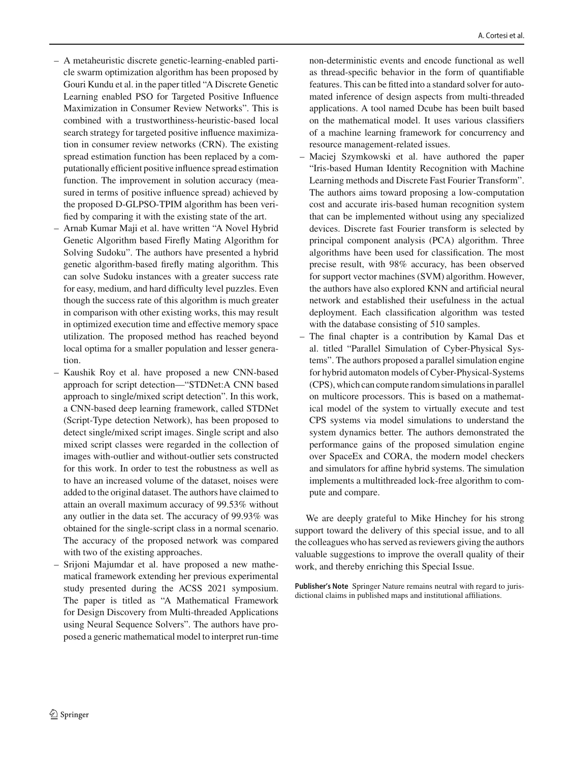- A metaheuristic discrete genetic-learning-enabled particle swarm optimization algorithm has been proposed by Gouri Kundu et al. in the paper titled "A Discrete Genetic Learning enabled PSO for Targeted Positive Influence Maximization in Consumer Review Networks". This is combined with a trustworthiness-heuristic-based local search strategy for targeted positive influence maximization in consumer review networks (CRN). The existing spread estimation function has been replaced by a computationally efficient positive influence spread estimation function. The improvement in solution accuracy (measured in terms of positive influence spread) achieved by the proposed D-GLPSO-TPIM algorithm has been verified by comparing it with the existing state of the art.
- Arnab Kumar Maji et al. have written "A Novel Hybrid Genetic Algorithm based Firefly Mating Algorithm for Solving Sudoku". The authors have presented a hybrid genetic algorithm-based firefly mating algorithm. This can solve Sudoku instances with a greater success rate for easy, medium, and hard difficulty level puzzles. Even though the success rate of this algorithm is much greater in comparison with other existing works, this may result in optimized execution time and effective memory space utilization. The proposed method has reached beyond local optima for a smaller population and lesser generation.
- Kaushik Roy et al. have proposed a new CNN-based approach for script detection—"STDNet:A CNN based approach to single/mixed script detection". In this work, a CNN-based deep learning framework, called STDNet (Script-Type detection Network), has been proposed to detect single/mixed script images. Single script and also mixed script classes were regarded in the collection of images with-outlier and without-outlier sets constructed for this work. In order to test the robustness as well as to have an increased volume of the dataset, noises were added to the original dataset. The authors have claimed to attain an overall maximum accuracy of 99.53% without any outlier in the data set. The accuracy of 99.93% was obtained for the single-script class in a normal scenario. The accuracy of the proposed network was compared with two of the existing approaches.
- Srijoni Majumdar et al. have proposed a new mathematical framework extending her previous experimental study presented during the ACSS 2021 symposium. The paper is titled as "A Mathematical Framework for Design Discovery from Multi-threaded Applications using Neural Sequence Solvers". The authors have proposed a generic mathematical model to interpret run-time non-deterministic events and encode functional as well as thread-specific behavior in the form of quantifiable features. This can be fitted into a standard solver for automated inference of design aspects from multi-threaded applications. A tool named Dcube has been built based on the mathematical model. It uses various classifiers of a machine learning framework for concurrency and resource management-related issues.
- Maciej Szymkowski et al. have authored the paper "Iris-based Human Identity Recognition with Machine Learning methods and Discrete Fast Fourier Transform". The authors aims toward proposing a low-computation cost and accurate iris-based human recognition system that can be implemented without using any specialized devices. Discrete fast Fourier transform is selected by principal component analysis (PCA) algorithm. Three algorithms have been used for classification. The most precise result, with 98% accuracy, has been observed for support vector machines (SVM) algorithm. However, the authors have also explored KNN and artificial neural network and established their usefulness in the actual deployment. Each classification algorithm was tested with the database consisting of 510 samples.
- The final chapter is a contribution by Kamal Das et al. titled "Parallel Simulation of Cyber-Physical Systems". The authors proposed a parallel simulation engine for hybrid automaton models of Cyber-Physical-Systems (CPS), which can compute random simulations in parallel on multicore processors. This is based on a mathematical model of the system to virtually execute and test CPS systems via model simulations to understand the system dynamics better. The authors demonstrated the performance gains of the proposed simulation engine over SpaceEx and CORA, the modern model checkers and simulators for affine hybrid systems. The simulation implements a multithreaded lock-free algorithm to compute and compare.

We are deeply grateful to Mike Hinchey for his strong support toward the delivery of this special issue, and to all the colleagues who has served as reviewers giving the authors valuable suggestions to improve the overall quality of their work, and thereby enriching this Special Issue.

**Publisher's Note** Springer Nature remains neutral with regard to jurisdictional claims in published maps and institutional affiliations.